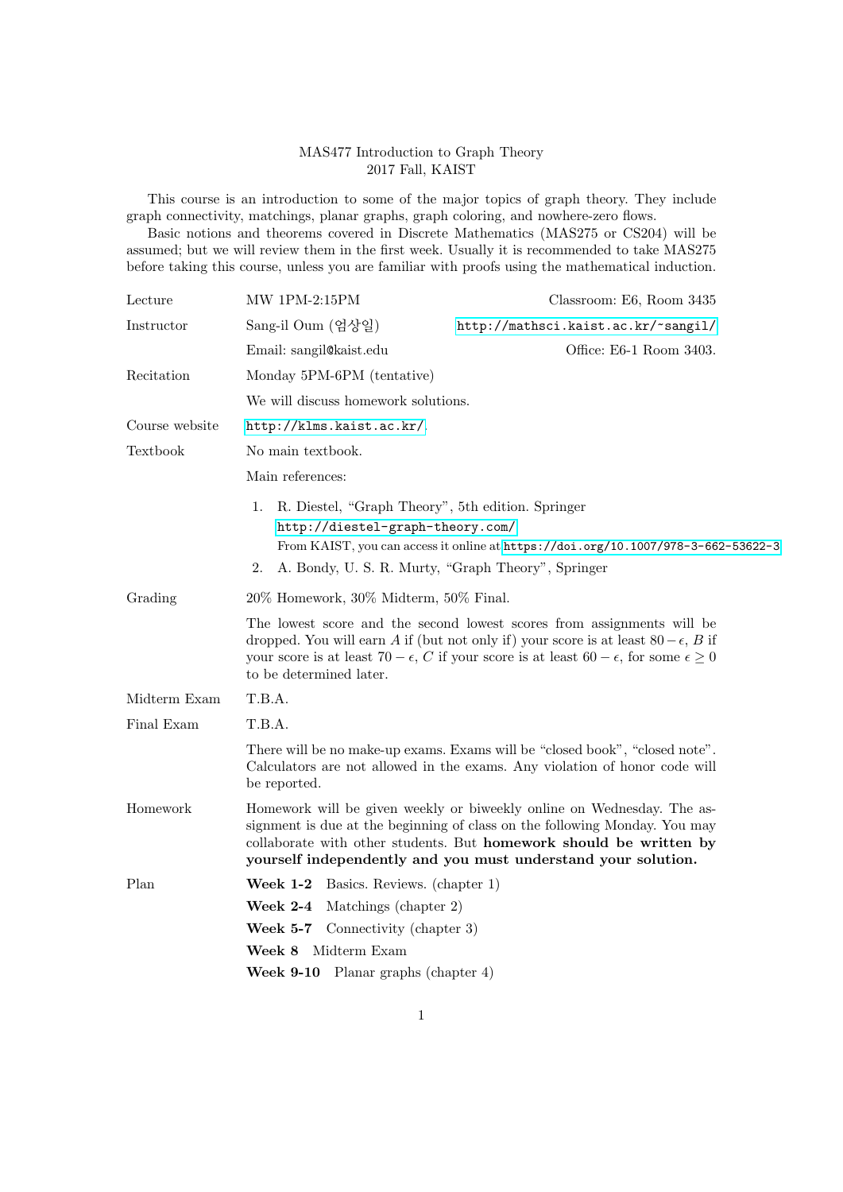# MAS477 Introduction to Graph Theory
## 2017 Fall, KAIST

This course is an introduction to some of the major topics of graph theory. They include graph connectivity, matchings, planar graphs, graph coloring, and nowhere-zero flows.

Basic notions and theorems covered in Discrete Mathematics (MAS275 or CS204) will be assumed; but we will review them in the first week. Usually it is recommended to take MAS275 before taking this course, unless you are familiar with proofs using the mathematical induction.

**Lecture**: MW 1PM-2:15PM — Classroom: E6, Room 3435

**Instructor**: Sang-il Oum (엄상일) — http://mathsci.kaist.ac.kr/~sangil/

Email: sangil@kaist.edu — Office: E6-1 Room 3403.

**Recitation**: Monday 5PM-6PM (tentative)

We will discuss homework solutions.

**Course website**: http://klms.kaist.ac.kr/.

**Textbook**: No main textbook.

Main references:

1. R. Diestel, "Graph Theory", 5th edition. Springer
   http://diestel-graph-theory.com/
   From KAIST, you can access it online at https://doi.org/10.1007/978-3-662-53622-3
2. A. Bondy, U. S. R. Murty, "Graph Theory", Springer

**Grading**: 20% Homework, 30% Midterm, 50% Final.

The lowest score and the second lowest scores from assignments will be dropped. You will earn $A$ if (but not only if) your score is at least $80 - \epsilon$, $B$ if your score is at least $70 - \epsilon$, $C$ if your score is at least $60 - \epsilon$, for some $\epsilon \geq 0$ to be determined later.

**Midterm Exam**: T.B.A.

**Final Exam**: T.B.A.

There will be no make-up exams. Exams will be "closed book", "closed note". Calculators are not allowed in the exams. Any violation of honor code will be reported.

**Homework**: Homework will be given weekly or biweekly online on Wednesday. The assignment is due at the beginning of class on the following Monday. You may collaborate with other students. But **homework should be written by yourself independently and you must understand your solution.**

**Plan**:

- **Week 1-2** Basics. Reviews. (chapter 1)
- **Week 2-4** Matchings (chapter 2)
- **Week 5-7** Connectivity (chapter 3)
- **Week 8** Midterm Exam
- **Week 9-10** Planar graphs (chapter 4)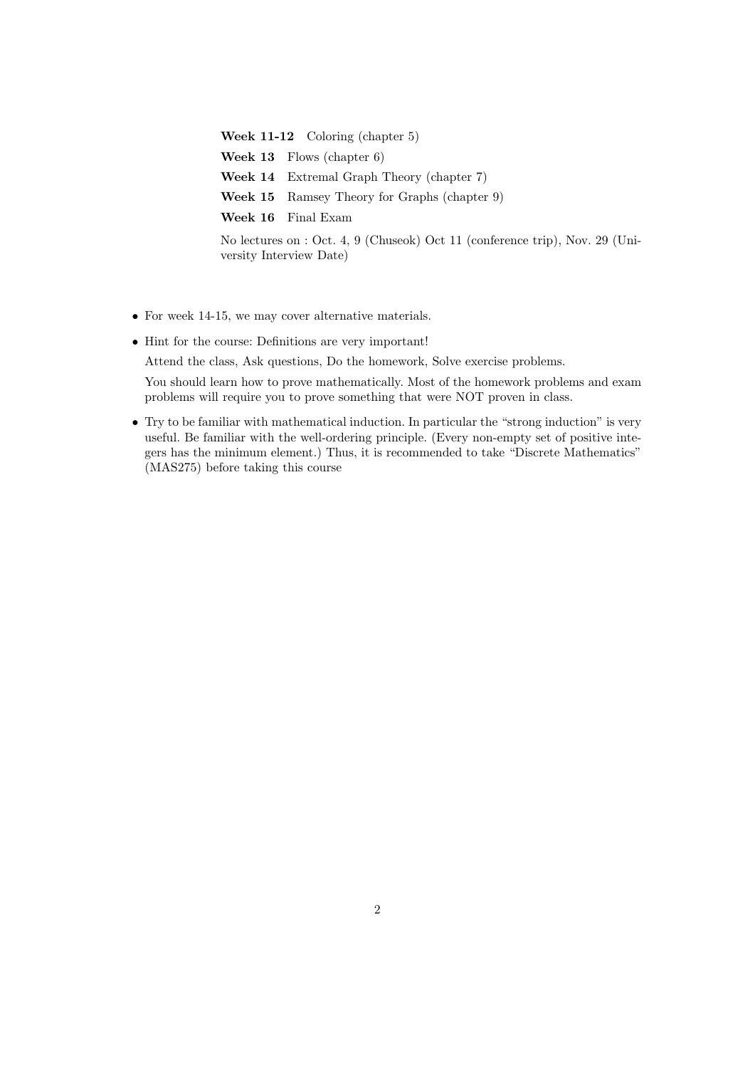**Week 11-12** Coloring (chapter 5)

**Week 13** Flows (chapter 6)

**Week 14** Extremal Graph Theory (chapter 7)

**Week 15** Ramsey Theory for Graphs (chapter 9)

**Week 16** Final Exam

No lectures on : Oct. 4, 9 (Chuseok) Oct 11 (conference trip), Nov. 29 (University Interview Date)

- For week 14-15, we may cover alternative materials.
- Hint for the course: Definitions are very important!

  Attend the class, Ask questions, Do the homework, Solve exercise problems.

  You should learn how to prove mathematically. Most of the homework problems and exam problems will require you to prove something that were NOT proven in class.
- Try to be familiar with mathematical induction. In particular the "strong induction" is very useful. Be familiar with the well-ordering principle. (Every non-empty set of positive integers has the minimum element.) Thus, it is recommended to take "Discrete Mathematics" (MAS275) before taking this course